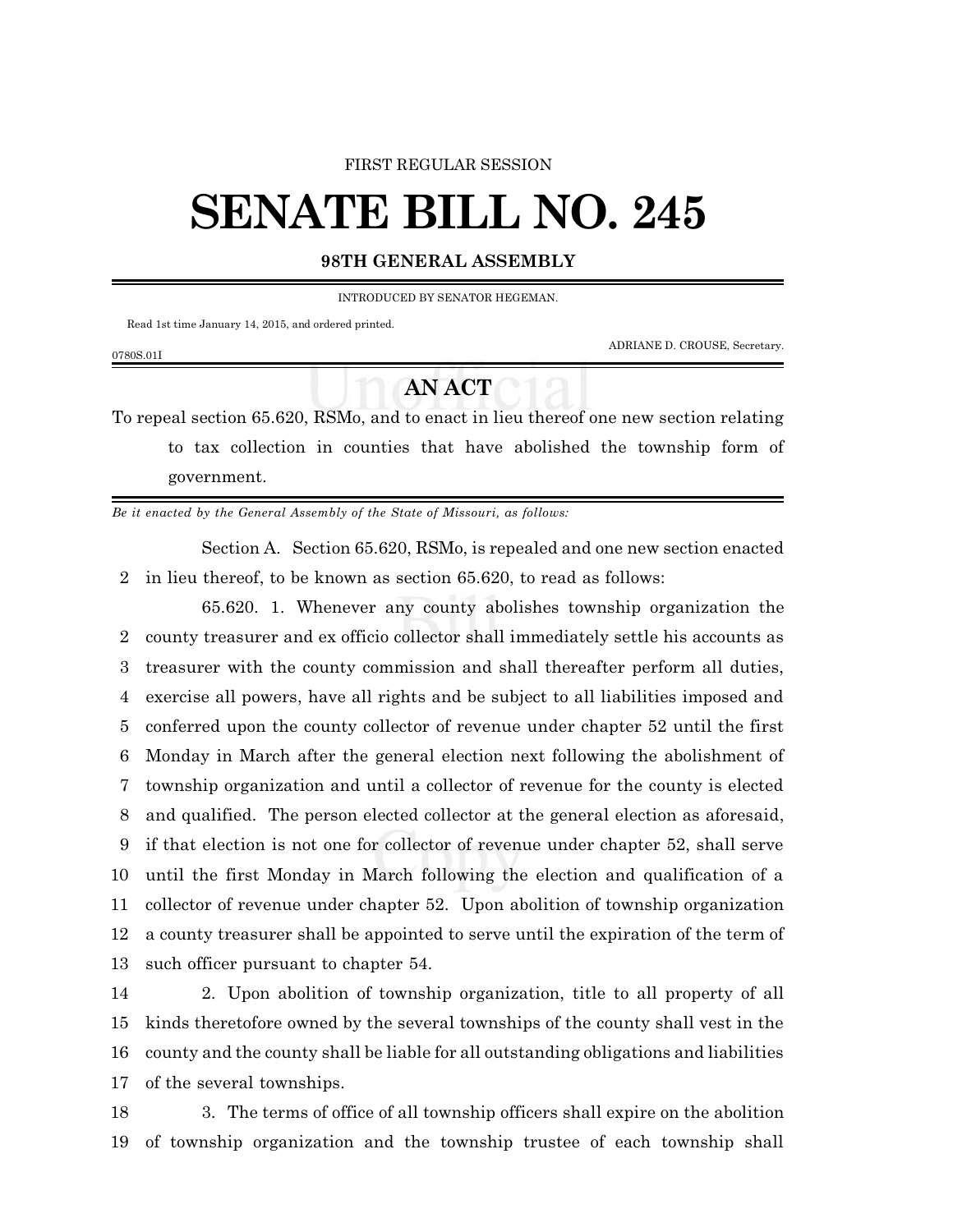FIRST REGULAR SESSION

# SENATE BILL NO. 245

**98TH GENERAL ASSEMBLY**

INTRODUCED BY SENATOR HEGEMAN.

Read 1st time January 14, 2015, and ordered printed.

ADRIANE D. CROUSE, Secretary.

0780S.01I

## AN ACT

To repeal section 65.620, RSMo, and to enact in lieu thereof one new section relating to tax collection in counties that have abolished the township form of government.

*Be it enacted by the General Assembly of the State of Missouri, as follows:*

Section A. Section 65.620, RSMo, is repealed and one new section enacted in lieu thereof, to be known as section 65.620, to read as follows:

65.620. 1. Whenever any county abolishes township organization the county treasurer and ex officio collector shall immediately settle his accounts as treasurer with the county commission and shall thereafter perform all duties, exercise all powers, have all rights and be subject to all liabilities imposed and conferred upon the county collector of revenue under chapter 52 until the first Monday in March after the general election next following the abolishment of township organization and until a collector of revenue for the county is elected and qualified. The person elected collector at the general election as aforesaid, if that election is not one for collector of revenue under chapter 52, shall serve until the first Monday in March following the election and qualification of a collector of revenue under chapter 52. Upon abolition of township organization a county treasurer shall be appointed to serve until the expiration of the term of such officer pursuant to chapter 54.

2. Upon abolition of township organization, title to all property of all kinds theretofore owned by the several townships of the county shall vest in the county and the county shall be liable for all outstanding obligations and liabilities of the several townships.

3. The terms of office of all township officers shall expire on the abolition of township organization and the township trustee of each township shall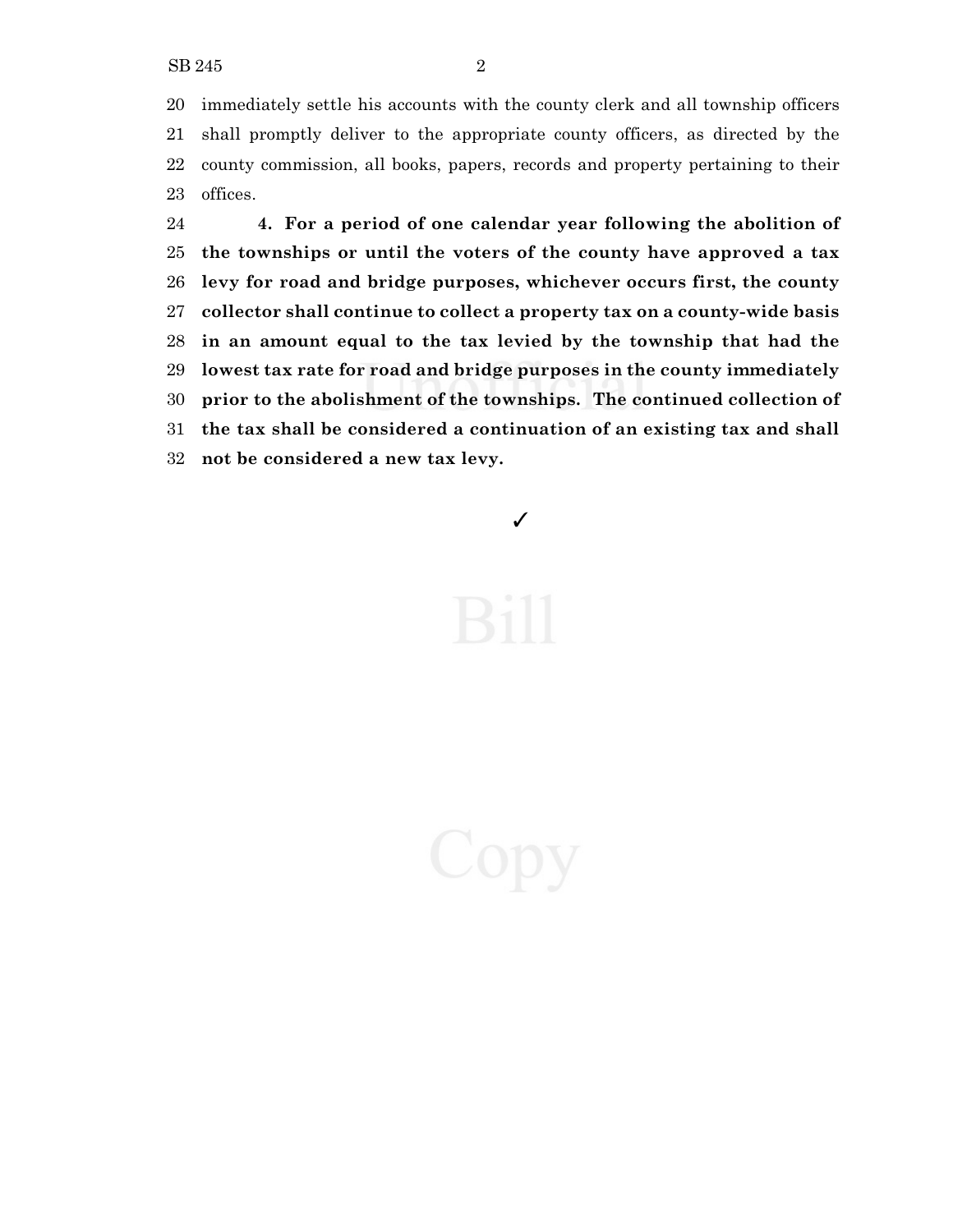immediately settle his accounts with the county clerk and all township officers shall promptly deliver to the appropriate county officers, as directed by the county commission, all books, papers, records and property pertaining to their offices.

**4. For a period of one calendar year following the abolition of the townships or until the voters of the county have approved a tax levy for road and bridge purposes, whichever occurs first, the county collector shall continue to collect a property tax on a county-wide basis in an amount equal to the tax levied by the township that had the lowest tax rate for road and bridge purposes in the county immediately prior to the abolishment of the townships. The continued collection of the tax shall be considered a continuation of an existing tax and shall not be considered a new tax levy.**

✓